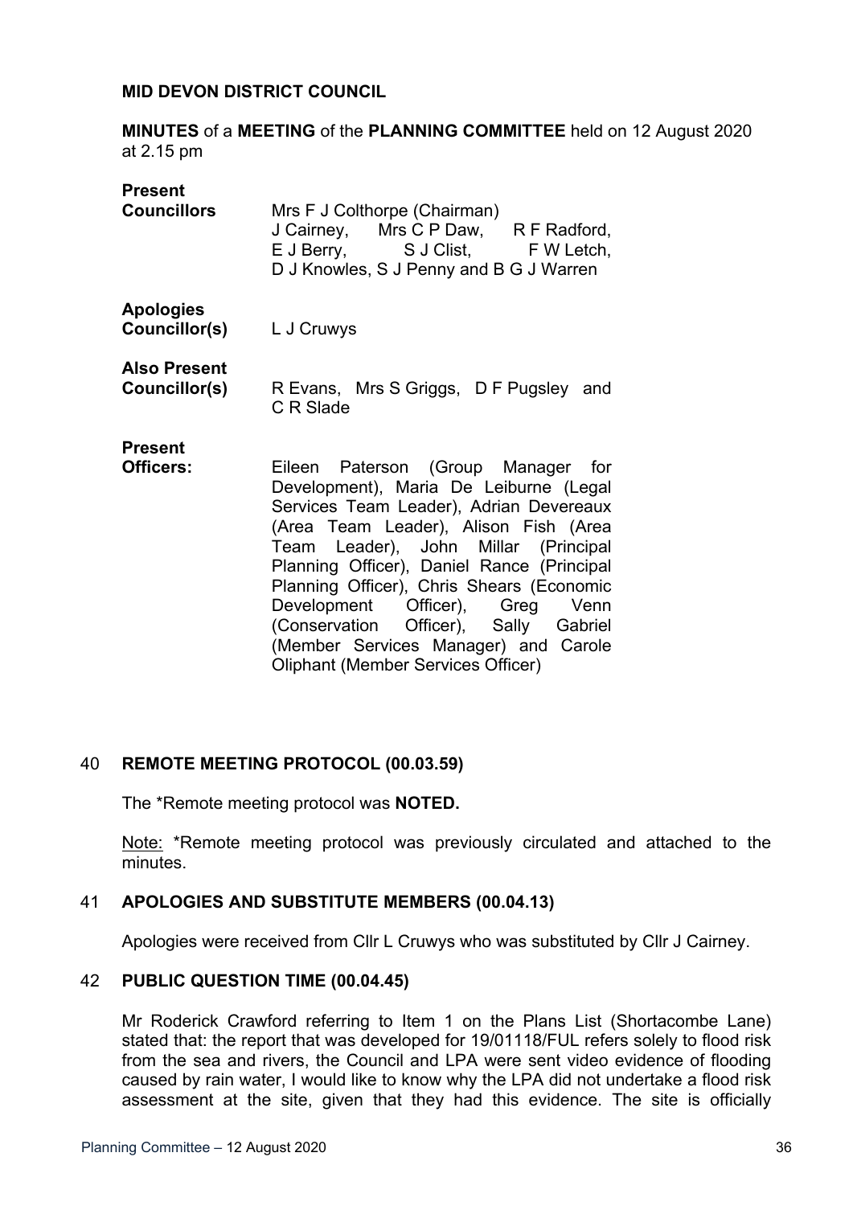**MID DEVON DISTRICT COUNCIL**

**MINUTES** of a **MEETING** of the **PLANNING COMMITTEE** held on 12 August 2020 at 2.15 pm

| | |
|---|---|
| **Present Councillors** | Mrs F J Colthorpe (Chairman) J Cairney, Mrs C P Daw, R F Radford, E J Berry, S J Clist, F W Letch, D J Knowles, S J Penny and B G J Warren |
| **Apologies Councillor(s)** | L J Cruwys |
| **Also Present Councillor(s)** | R Evans, Mrs S Griggs, D F Pugsley and C R Slade |
| **Present Officers:** | Eileen Paterson (Group Manager for Development), Maria De Leiburne (Legal Services Team Leader), Adrian Devereaux (Area Team Leader), Alison Fish (Area Team Leader), John Millar (Principal Planning Officer), Daniel Rance (Principal Planning Officer), Chris Shears (Economic Development Officer), Greg Venn (Conservation Officer), Sally Gabriel (Member Services Manager) and Carole Oliphant (Member Services Officer) |

## 40 REMOTE MEETING PROTOCOL (00.03.59)

The *Remote meeting protocol was **NOTED.**

Note: *Remote meeting protocol was previously circulated and attached to the minutes.

## 41 APOLOGIES AND SUBSTITUTE MEMBERS (00.04.13)

Apologies were received from Cllr L Cruwys who was substituted by Cllr J Cairney.

## 42 PUBLIC QUESTION TIME (00.04.45)

Mr Roderick Crawford referring to Item 1 on the Plans List (Shortacombe Lane) stated that: the report that was developed for 19/01118/FUL refers solely to flood risk from the sea and rivers, the Council and LPA were sent video evidence of flooding caused by rain water, I would like to know why the LPA did not undertake a flood risk assessment at the site, given that they had this evidence. The site is officially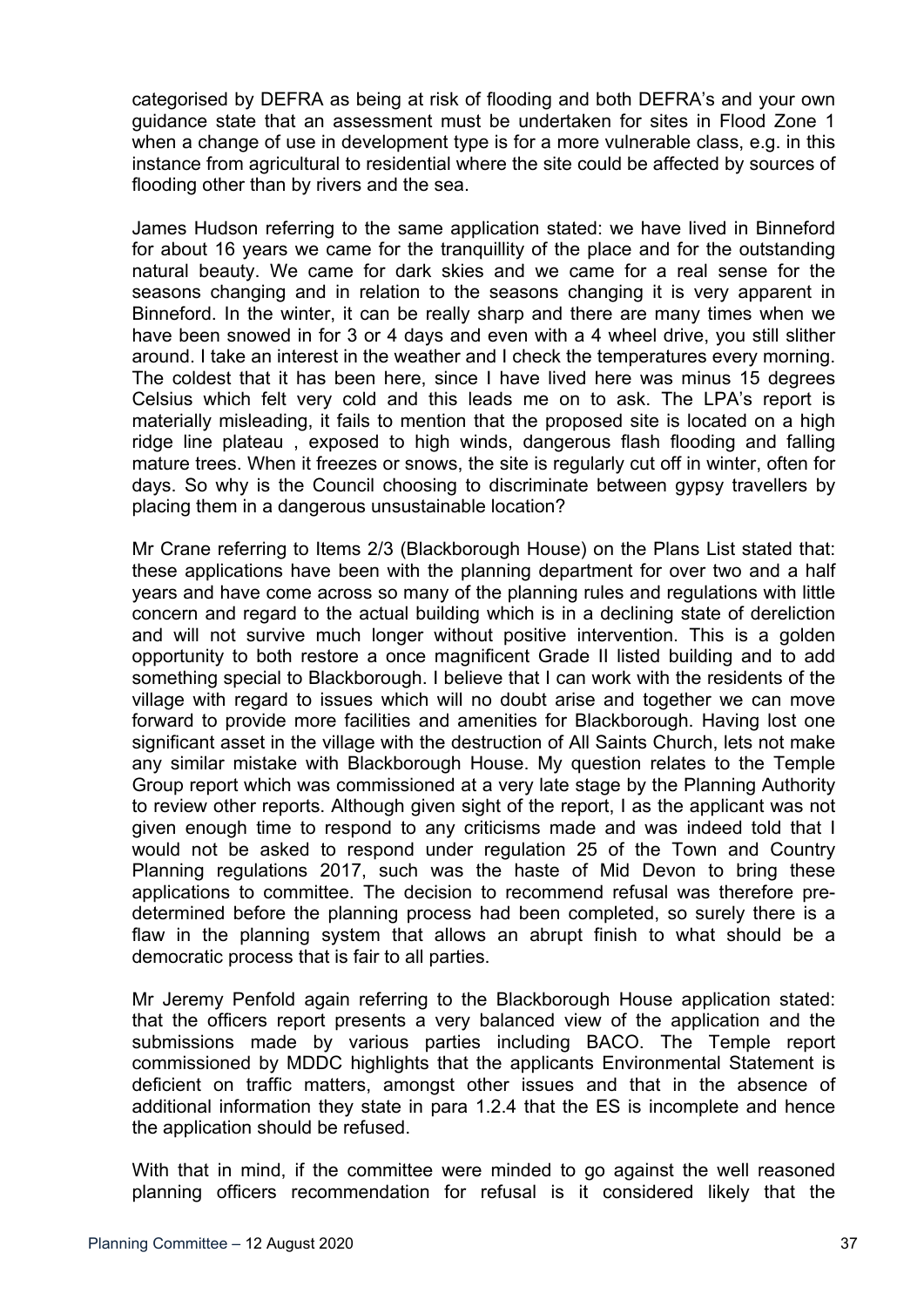categorised by DEFRA as being at risk of flooding and both DEFRA's and your own guidance state that an assessment must be undertaken for sites in Flood Zone 1 when a change of use in development type is for a more vulnerable class, e.g. in this instance from agricultural to residential where the site could be affected by sources of flooding other than by rivers and the sea.

James Hudson referring to the same application stated: we have lived in Binneford for about 16 years we came for the tranquillity of the place and for the outstanding natural beauty. We came for dark skies and we came for a real sense for the seasons changing and in relation to the seasons changing it is very apparent in Binneford. In the winter, it can be really sharp and there are many times when we have been snowed in for 3 or 4 days and even with a 4 wheel drive, you still slither around. I take an interest in the weather and I check the temperatures every morning. The coldest that it has been here, since I have lived here was minus 15 degrees Celsius which felt very cold and this leads me on to ask. The LPA's report is materially misleading, it fails to mention that the proposed site is located on a high ridge line plateau , exposed to high winds, dangerous flash flooding and falling mature trees. When it freezes or snows, the site is regularly cut off in winter, often for days. So why is the Council choosing to discriminate between gypsy travellers by placing them in a dangerous unsustainable location?

Mr Crane referring to Items 2/3 (Blackborough House) on the Plans List stated that: these applications have been with the planning department for over two and a half years and have come across so many of the planning rules and regulations with little concern and regard to the actual building which is in a declining state of dereliction and will not survive much longer without positive intervention. This is a golden opportunity to both restore a once magnificent Grade II listed building and to add something special to Blackborough. I believe that I can work with the residents of the village with regard to issues which will no doubt arise and together we can move forward to provide more facilities and amenities for Blackborough. Having lost one significant asset in the village with the destruction of All Saints Church, lets not make any similar mistake with Blackborough House. My question relates to the Temple Group report which was commissioned at a very late stage by the Planning Authority to review other reports. Although given sight of the report, I as the applicant was not given enough time to respond to any criticisms made and was indeed told that I would not be asked to respond under regulation 25 of the Town and Country Planning regulations 2017, such was the haste of Mid Devon to bring these applications to committee. The decision to recommend refusal was therefore pre-determined before the planning process had been completed, so surely there is a flaw in the planning system that allows an abrupt finish to what should be a democratic process that is fair to all parties.

Mr Jeremy Penfold again referring to the Blackborough House application stated: that the officers report presents a very balanced view of the application and the submissions made by various parties including BACO. The Temple report commissioned by MDDC highlights that the applicants Environmental Statement is deficient on traffic matters, amongst other issues and that in the absence of additional information they state in para 1.2.4 that the ES is incomplete and hence the application should be refused.

With that in mind, if the committee were minded to go against the well reasoned planning officers recommendation for refusal is it considered likely that the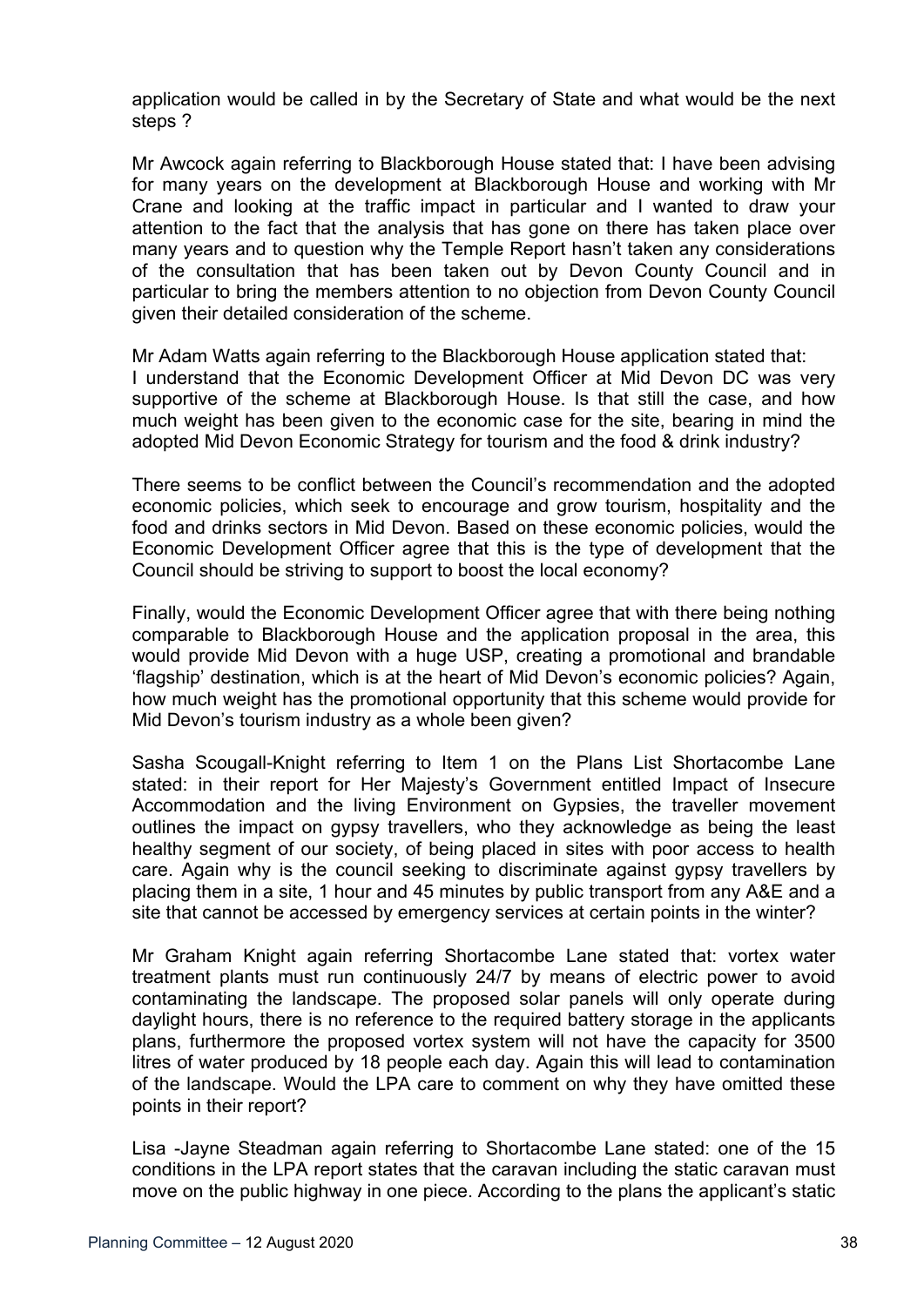application would be called in by the Secretary of State and what would be the next steps ?

Mr Awcock again referring to Blackborough House stated that: I have been advising for many years on the development at Blackborough House and working with Mr Crane and looking at the traffic impact in particular and I wanted to draw your attention to the fact that the analysis that has gone on there has taken place over many years and to question why the Temple Report hasn't taken any considerations of the consultation that has been taken out by Devon County Council and in particular to bring the members attention to no objection from Devon County Council given their detailed consideration of the scheme.

Mr Adam Watts again referring to the Blackborough House application stated that:
I understand that the Economic Development Officer at Mid Devon DC was very supportive of the scheme at Blackborough House. Is that still the case, and how much weight has been given to the economic case for the site, bearing in mind the adopted Mid Devon Economic Strategy for tourism and the food & drink industry?

There seems to be conflict between the Council's recommendation and the adopted economic policies, which seek to encourage and grow tourism, hospitality and the food and drinks sectors in Mid Devon. Based on these economic policies, would the Economic Development Officer agree that this is the type of development that the Council should be striving to support to boost the local economy?

Finally, would the Economic Development Officer agree that with there being nothing comparable to Blackborough House and the application proposal in the area, this would provide Mid Devon with a huge USP, creating a promotional and brandable 'flagship' destination, which is at the heart of Mid Devon's economic policies? Again, how much weight has the promotional opportunity that this scheme would provide for Mid Devon's tourism industry as a whole been given?

Sasha Scougall-Knight referring to Item 1 on the Plans List Shortacombe Lane stated: in their report for Her Majesty's Government entitled Impact of Insecure Accommodation and the living Environment on Gypsies, the traveller movement outlines the impact on gypsy travellers, who they acknowledge as being the least healthy segment of our society, of being placed in sites with poor access to health care. Again why is the council seeking to discriminate against gypsy travellers by placing them in a site, 1 hour and 45 minutes by public transport from any A&E and a site that cannot be accessed by emergency services at certain points in the winter?

Mr Graham Knight again referring Shortacombe Lane stated that: vortex water treatment plants must run continuously 24/7 by means of electric power to avoid contaminating the landscape. The proposed solar panels will only operate during daylight hours, there is no reference to the required battery storage in the applicants plans, furthermore the proposed vortex system will not have the capacity for 3500 litres of water produced by 18 people each day. Again this will lead to contamination of the landscape. Would the LPA care to comment on why they have omitted these points in their report?

Lisa -Jayne Steadman again referring to Shortacombe Lane stated: one of the 15 conditions in the LPA report states that the caravan including the static caravan must move on the public highway in one piece. According to the plans the applicant's static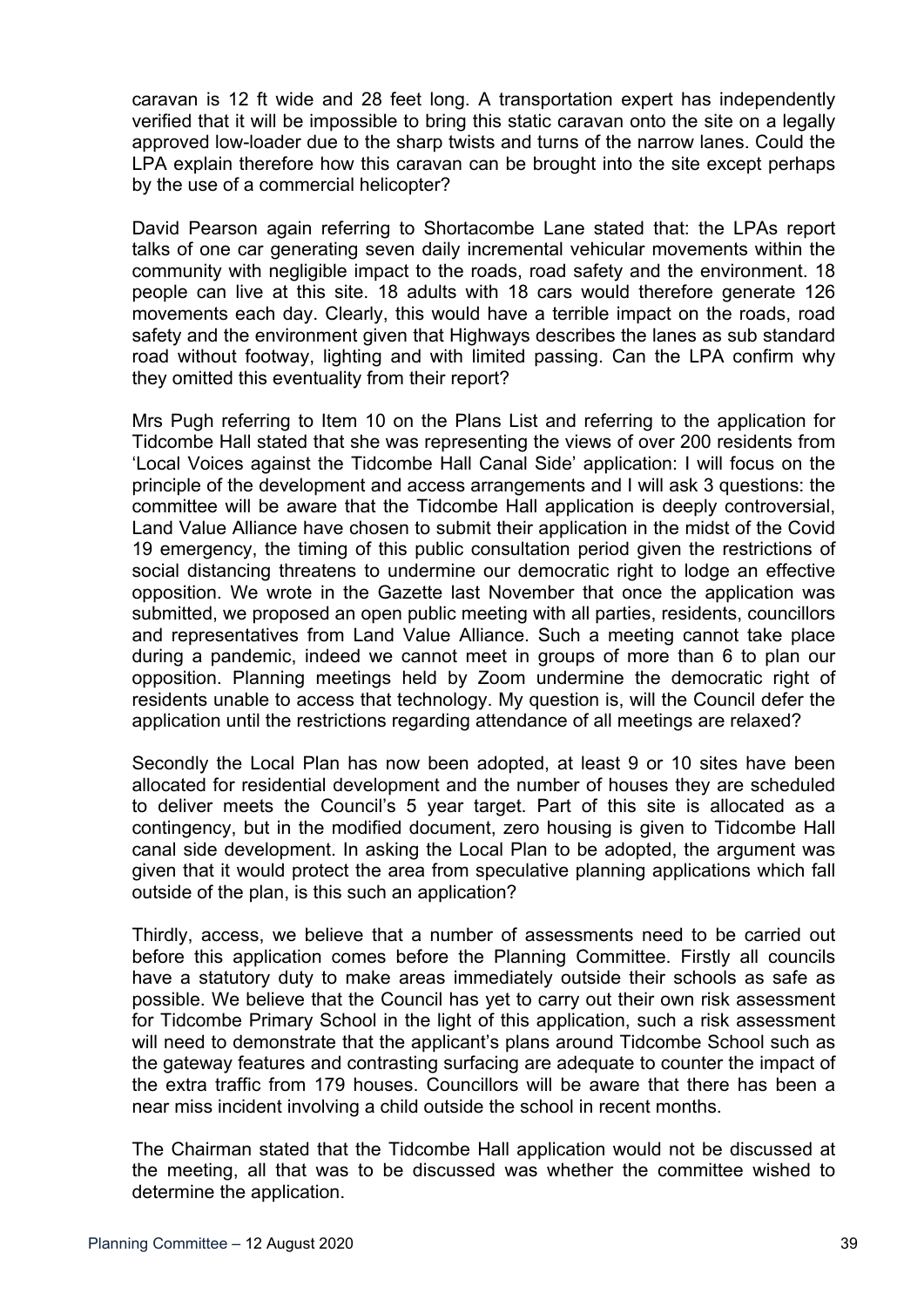caravan is 12 ft wide and 28 feet long. A transportation expert has independently verified that it will be impossible to bring this static caravan onto the site on a legally approved low-loader due to the sharp twists and turns of the narrow lanes. Could the LPA explain therefore how this caravan can be brought into the site except perhaps by the use of a commercial helicopter?

David Pearson again referring to Shortacombe Lane stated that: the LPAs report talks of one car generating seven daily incremental vehicular movements within the community with negligible impact to the roads, road safety and the environment. 18 people can live at this site. 18 adults with 18 cars would therefore generate 126 movements each day. Clearly, this would have a terrible impact on the roads, road safety and the environment given that Highways describes the lanes as sub standard road without footway, lighting and with limited passing. Can the LPA confirm why they omitted this eventuality from their report?

Mrs Pugh referring to Item 10 on the Plans List and referring to the application for Tidcombe Hall stated that she was representing the views of over 200 residents from 'Local Voices against the Tidcombe Hall Canal Side' application: I will focus on the principle of the development and access arrangements and I will ask 3 questions: the committee will be aware that the Tidcombe Hall application is deeply controversial, Land Value Alliance have chosen to submit their application in the midst of the Covid 19 emergency, the timing of this public consultation period given the restrictions of social distancing threatens to undermine our democratic right to lodge an effective opposition. We wrote in the Gazette last November that once the application was submitted, we proposed an open public meeting with all parties, residents, councillors and representatives from Land Value Alliance. Such a meeting cannot take place during a pandemic, indeed we cannot meet in groups of more than 6 to plan our opposition. Planning meetings held by Zoom undermine the democratic right of residents unable to access that technology. My question is, will the Council defer the application until the restrictions regarding attendance of all meetings are relaxed?

Secondly the Local Plan has now been adopted, at least 9 or 10 sites have been allocated for residential development and the number of houses they are scheduled to deliver meets the Council's 5 year target. Part of this site is allocated as a contingency, but in the modified document, zero housing is given to Tidcombe Hall canal side development. In asking the Local Plan to be adopted, the argument was given that it would protect the area from speculative planning applications which fall outside of the plan, is this such an application?

Thirdly, access, we believe that a number of assessments need to be carried out before this application comes before the Planning Committee. Firstly all councils have a statutory duty to make areas immediately outside their schools as safe as possible. We believe that the Council has yet to carry out their own risk assessment for Tidcombe Primary School in the light of this application, such a risk assessment will need to demonstrate that the applicant's plans around Tidcombe School such as the gateway features and contrasting surfacing are adequate to counter the impact of the extra traffic from 179 houses. Councillors will be aware that there has been a near miss incident involving a child outside the school in recent months.

The Chairman stated that the Tidcombe Hall application would not be discussed at the meeting, all that was to be discussed was whether the committee wished to determine the application.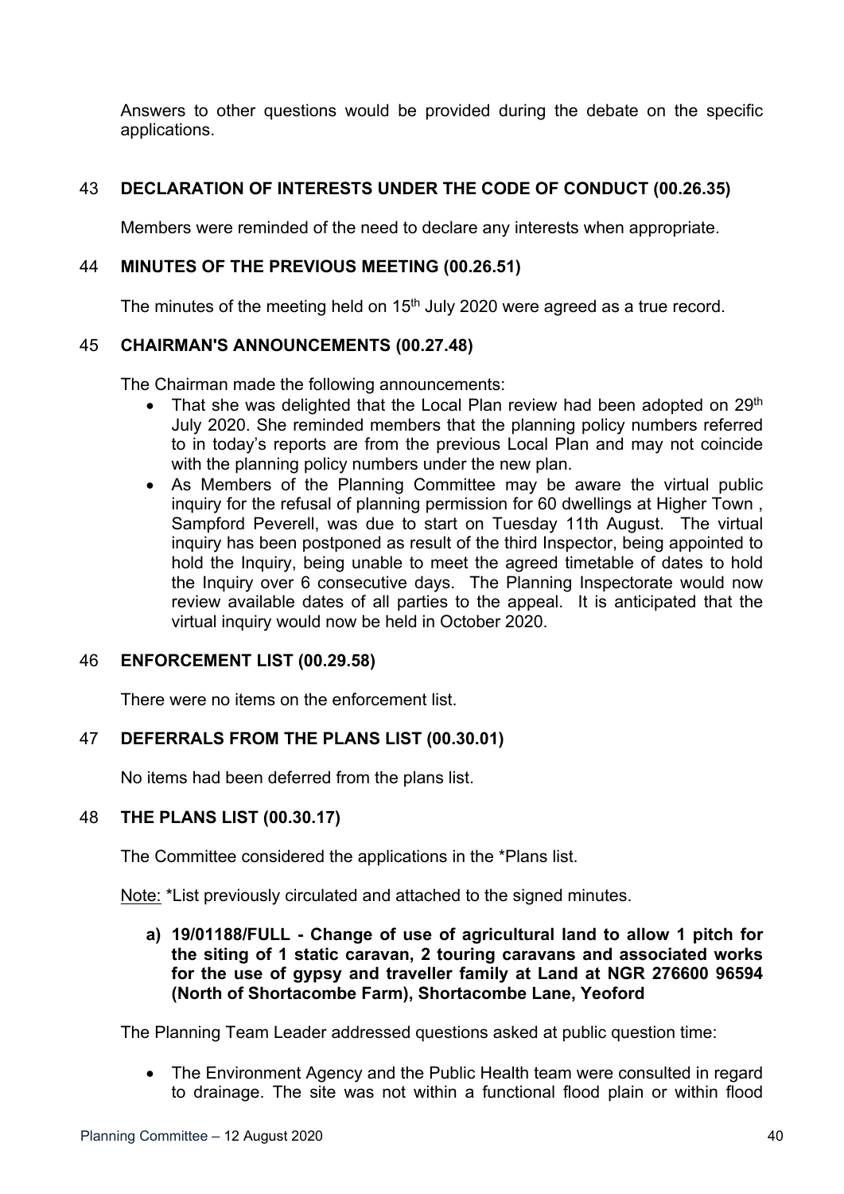Answers to other questions would be provided during the debate on the specific applications.

## 43 DECLARATION OF INTERESTS UNDER THE CODE OF CONDUCT (00.26.35)

Members were reminded of the need to declare any interests when appropriate.

## 44 MINUTES OF THE PREVIOUS MEETING (00.26.51)

The minutes of the meeting held on 15th July 2020 were agreed as a true record.

## 45 CHAIRMAN'S ANNOUNCEMENTS (00.27.48)

The Chairman made the following announcements:

- That she was delighted that the Local Plan review had been adopted on 29th July 2020. She reminded members that the planning policy numbers referred to in today's reports are from the previous Local Plan and may not coincide with the planning policy numbers under the new plan.
- As Members of the Planning Committee may be aware the virtual public inquiry for the refusal of planning permission for 60 dwellings at Higher Town , Sampford Peverell, was due to start on Tuesday 11th August. The virtual inquiry has been postponed as result of the third Inspector, being appointed to hold the Inquiry, being unable to meet the agreed timetable of dates to hold the Inquiry over 6 consecutive days. The Planning Inspectorate would now review available dates of all parties to the appeal. It is anticipated that the virtual inquiry would now be held in October 2020.

## 46 ENFORCEMENT LIST (00.29.58)

There were no items on the enforcement list.

## 47 DEFERRALS FROM THE PLANS LIST (00.30.01)

No items had been deferred from the plans list.

## 48 THE PLANS LIST (00.30.17)

The Committee considered the applications in the *Plans list.

Note: *List previously circulated and attached to the signed minutes.

**a) 19/01188/FULL - Change of use of agricultural land to allow 1 pitch for the siting of 1 static caravan, 2 touring caravans and associated works for the use of gypsy and traveller family at Land at NGR 276600 96594 (North of Shortacombe Farm), Shortacombe Lane, Yeoford**

The Planning Team Leader addressed questions asked at public question time:

- The Environment Agency and the Public Health team were consulted in regard to drainage. The site was not within a functional flood plain or within flood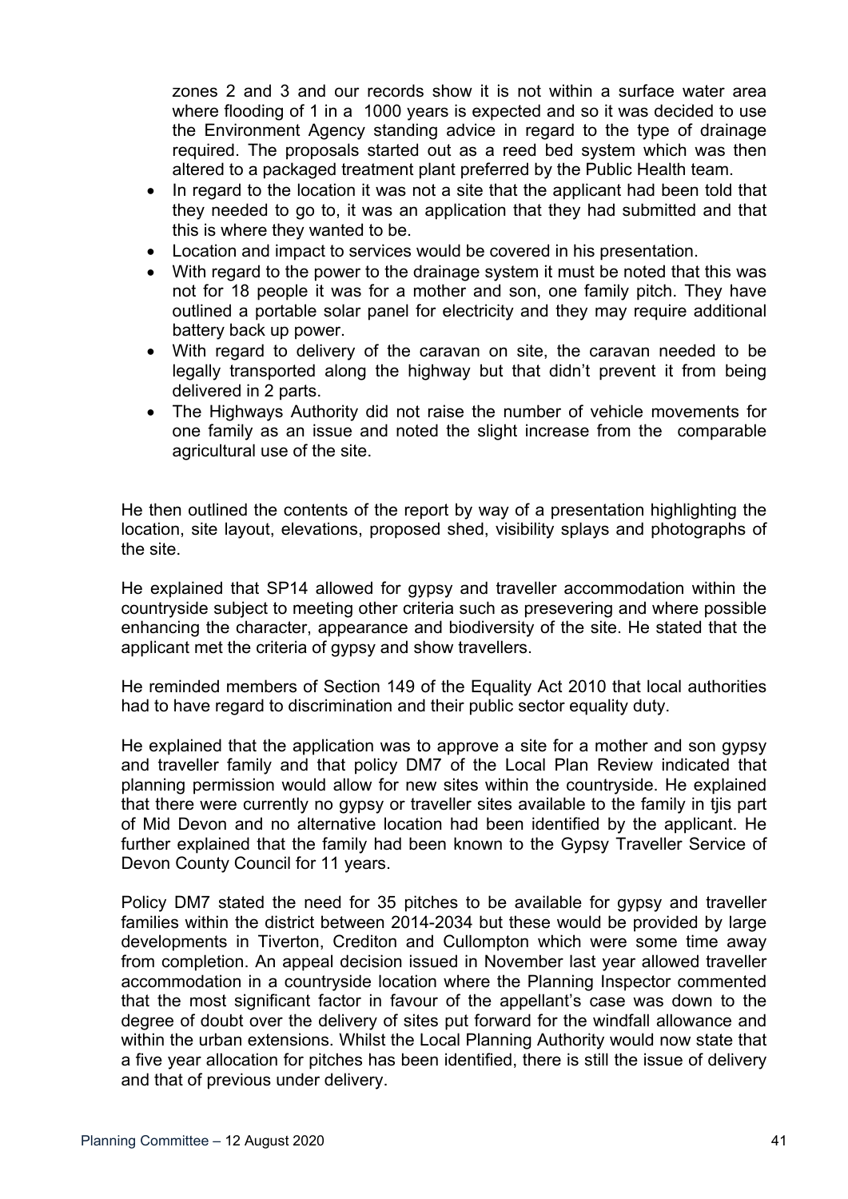zones 2 and 3 and our records show it is not within a surface water area where flooding of 1 in a 1000 years is expected and so it was decided to use the Environment Agency standing advice in regard to the type of drainage required. The proposals started out as a reed bed system which was then altered to a packaged treatment plant preferred by the Public Health team.

- In regard to the location it was not a site that the applicant had been told that they needed to go to, it was an application that they had submitted and that this is where they wanted to be.
- Location and impact to services would be covered in his presentation.
- With regard to the power to the drainage system it must be noted that this was not for 18 people it was for a mother and son, one family pitch. They have outlined a portable solar panel for electricity and they may require additional battery back up power.
- With regard to delivery of the caravan on site, the caravan needed to be legally transported along the highway but that didn't prevent it from being delivered in 2 parts.
- The Highways Authority did not raise the number of vehicle movements for one family as an issue and noted the slight increase from the comparable agricultural use of the site.

He then outlined the contents of the report by way of a presentation highlighting the location, site layout, elevations, proposed shed, visibility splays and photographs of the site.

He explained that SP14 allowed for gypsy and traveller accommodation within the countryside subject to meeting other criteria such as presevering and where possible enhancing the character, appearance and biodiversity of the site. He stated that the applicant met the criteria of gypsy and show travellers.

He reminded members of Section 149 of the Equality Act 2010 that local authorities had to have regard to discrimination and their public sector equality duty.

He explained that the application was to approve a site for a mother and son gypsy and traveller family and that policy DM7 of the Local Plan Review indicated that planning permission would allow for new sites within the countryside. He explained that there were currently no gypsy or traveller sites available to the family in tjis part of Mid Devon and no alternative location had been identified by the applicant. He further explained that the family had been known to the Gypsy Traveller Service of Devon County Council for 11 years.

Policy DM7 stated the need for 35 pitches to be available for gypsy and traveller families within the district between 2014-2034 but these would be provided by large developments in Tiverton, Crediton and Cullompton which were some time away from completion. An appeal decision issued in November last year allowed traveller accommodation in a countryside location where the Planning Inspector commented that the most significant factor in favour of the appellant's case was down to the degree of doubt over the delivery of sites put forward for the windfall allowance and within the urban extensions. Whilst the Local Planning Authority would now state that a five year allocation for pitches has been identified, there is still the issue of delivery and that of previous under delivery.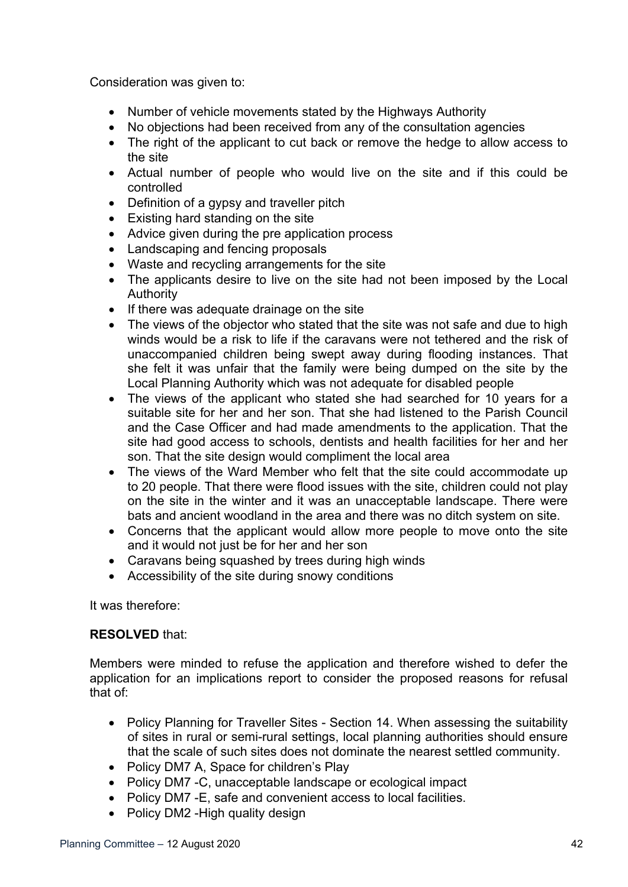Consideration was given to:

- Number of vehicle movements stated by the Highways Authority
- No objections had been received from any of the consultation agencies
- The right of the applicant to cut back or remove the hedge to allow access to the site
- Actual number of people who would live on the site and if this could be controlled
- Definition of a gypsy and traveller pitch
- Existing hard standing on the site
- Advice given during the pre application process
- Landscaping and fencing proposals
- Waste and recycling arrangements for the site
- The applicants desire to live on the site had not been imposed by the Local Authority
- If there was adequate drainage on the site
- The views of the objector who stated that the site was not safe and due to high winds would be a risk to life if the caravans were not tethered and the risk of unaccompanied children being swept away during flooding instances. That she felt it was unfair that the family were being dumped on the site by the Local Planning Authority which was not adequate for disabled people
- The views of the applicant who stated she had searched for 10 years for a suitable site for her and her son. That she had listened to the Parish Council and the Case Officer and had made amendments to the application. That the site had good access to schools, dentists and health facilities for her and her son. That the site design would compliment the local area
- The views of the Ward Member who felt that the site could accommodate up to 20 people. That there were flood issues with the site, children could not play on the site in the winter and it was an unacceptable landscape. There were bats and ancient woodland in the area and there was no ditch system on site.
- Concerns that the applicant would allow more people to move onto the site and it would not just be for her and her son
- Caravans being squashed by trees during high winds
- Accessibility of the site during snowy conditions

It was therefore:

**RESOLVED** that:

Members were minded to refuse the application and therefore wished to defer the application for an implications report to consider the proposed reasons for refusal that of:

- Policy Planning for Traveller Sites - Section 14. When assessing the suitability of sites in rural or semi-rural settings, local planning authorities should ensure that the scale of such sites does not dominate the nearest settled community.
- Policy DM7 A, Space for children's Play
- Policy DM7 -C, unacceptable landscape or ecological impact
- Policy DM7 -E, safe and convenient access to local facilities.
- Policy DM2 -High quality design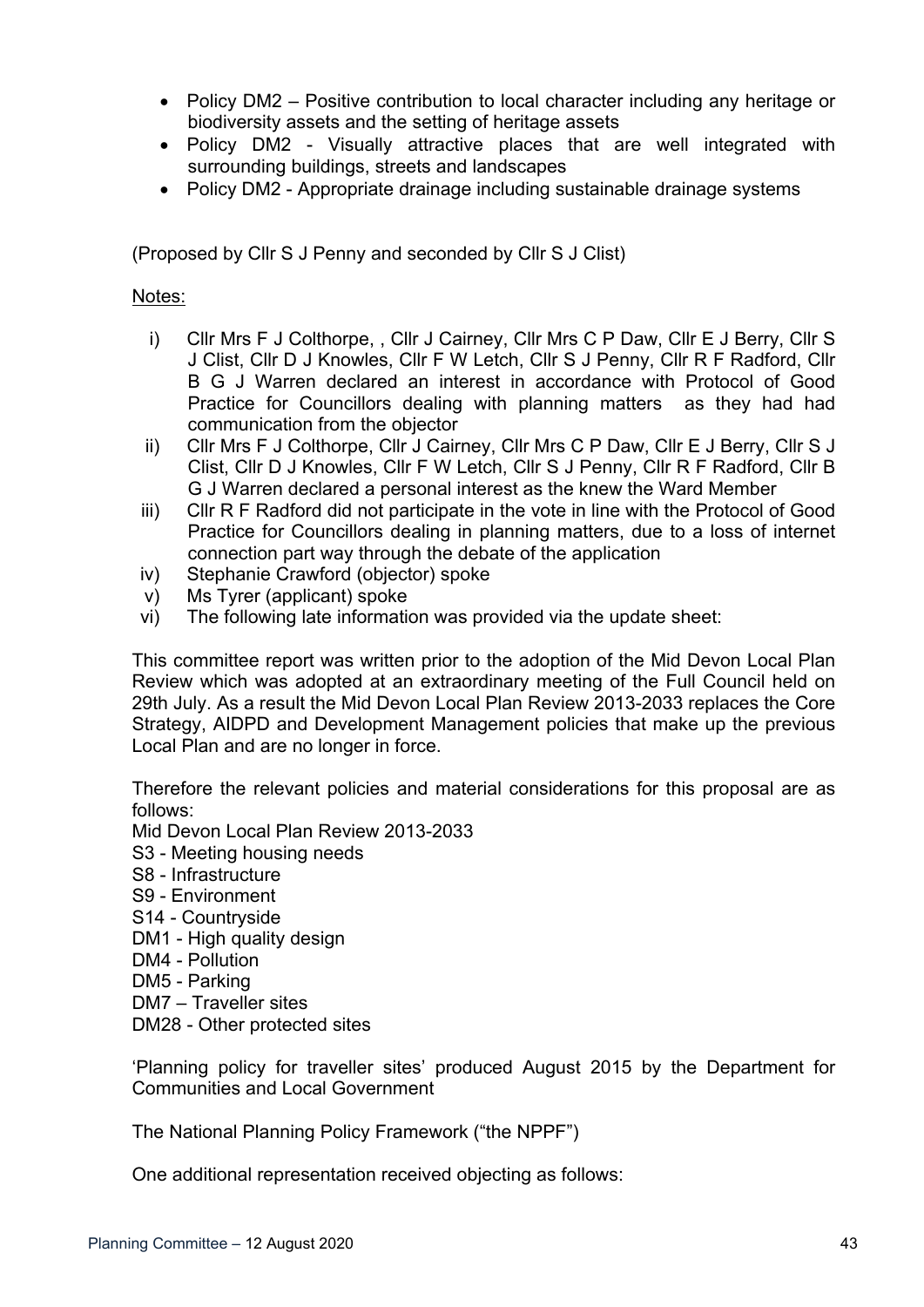- Policy DM2 – Positive contribution to local character including any heritage or biodiversity assets and the setting of heritage assets
- Policy DM2 - Visually attractive places that are well integrated with surrounding buildings, streets and landscapes
- Policy DM2 - Appropriate drainage including sustainable drainage systems

(Proposed by Cllr S J Penny and seconded by Cllr S J Clist)

Notes:

i) Cllr Mrs F J Colthorpe, , Cllr J Cairney, Cllr Mrs C P Daw, Cllr E J Berry, Cllr S J Clist, Cllr D J Knowles, Cllr F W Letch, Cllr S J Penny, Cllr R F Radford, Cllr B G J Warren declared an interest in accordance with Protocol of Good Practice for Councillors dealing with planning matters as they had had communication from the objector

ii) Cllr Mrs F J Colthorpe, Cllr J Cairney, Cllr Mrs C P Daw, Cllr E J Berry, Cllr S J Clist, Cllr D J Knowles, Cllr F W Letch, Cllr S J Penny, Cllr R F Radford, Cllr B G J Warren declared a personal interest as the knew the Ward Member

iii) Cllr R F Radford did not participate in the vote in line with the Protocol of Good Practice for Councillors dealing in planning matters, due to a loss of internet connection part way through the debate of the application

iv) Stephanie Crawford (objector) spoke

v) Ms Tyrer (applicant) spoke

vi) The following late information was provided via the update sheet:

This committee report was written prior to the adoption of the Mid Devon Local Plan Review which was adopted at an extraordinary meeting of the Full Council held on 29th July. As a result the Mid Devon Local Plan Review 2013-2033 replaces the Core Strategy, AIDPD and Development Management policies that make up the previous Local Plan and are no longer in force.

Therefore the relevant policies and material considerations for this proposal are as follows:

Mid Devon Local Plan Review 2013-2033
S3 - Meeting housing needs
S8 - Infrastructure
S9 - Environment
S14 - Countryside
DM1 - High quality design
DM4 - Pollution
DM5 - Parking
DM7 – Traveller sites
DM28 - Other protected sites

'Planning policy for traveller sites' produced August 2015 by the Department for Communities and Local Government

The National Planning Policy Framework ("the NPPF")

One additional representation received objecting as follows: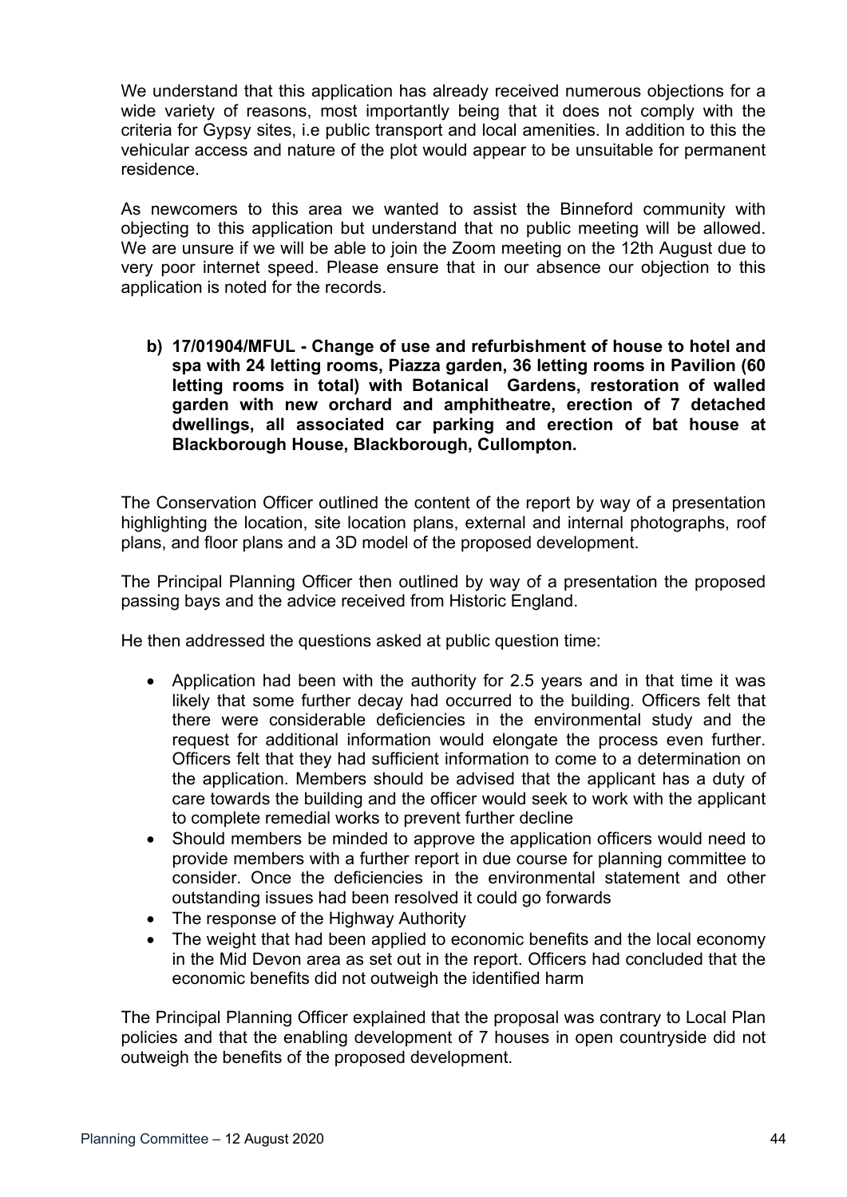We understand that this application has already received numerous objections for a wide variety of reasons, most importantly being that it does not comply with the criteria for Gypsy sites, i.e public transport and local amenities. In addition to this the vehicular access and nature of the plot would appear to be unsuitable for permanent residence.

As newcomers to this area we wanted to assist the Binneford community with objecting to this application but understand that no public meeting will be allowed. We are unsure if we will be able to join the Zoom meeting on the 12th August due to very poor internet speed. Please ensure that in our absence our objection to this application is noted for the records.

**b) 17/01904/MFUL - Change of use and refurbishment of house to hotel and spa with 24 letting rooms, Piazza garden, 36 letting rooms in Pavilion (60 letting rooms in total) with Botanical Gardens, restoration of walled garden with new orchard and amphitheatre, erection of 7 detached dwellings, all associated car parking and erection of bat house at Blackborough House, Blackborough, Cullompton.**

The Conservation Officer outlined the content of the report by way of a presentation highlighting the location, site location plans, external and internal photographs, roof plans, and floor plans and a 3D model of the proposed development.

The Principal Planning Officer then outlined by way of a presentation the proposed passing bays and the advice received from Historic England.

He then addressed the questions asked at public question time:

- Application had been with the authority for 2.5 years and in that time it was likely that some further decay had occurred to the building. Officers felt that there were considerable deficiencies in the environmental study and the request for additional information would elongate the process even further. Officers felt that they had sufficient information to come to a determination on the application. Members should be advised that the applicant has a duty of care towards the building and the officer would seek to work with the applicant to complete remedial works to prevent further decline
- Should members be minded to approve the application officers would need to provide members with a further report in due course for planning committee to consider. Once the deficiencies in the environmental statement and other outstanding issues had been resolved it could go forwards
- The response of the Highway Authority
- The weight that had been applied to economic benefits and the local economy in the Mid Devon area as set out in the report. Officers had concluded that the economic benefits did not outweigh the identified harm

The Principal Planning Officer explained that the proposal was contrary to Local Plan policies and that the enabling development of 7 houses in open countryside did not outweigh the benefits of the proposed development.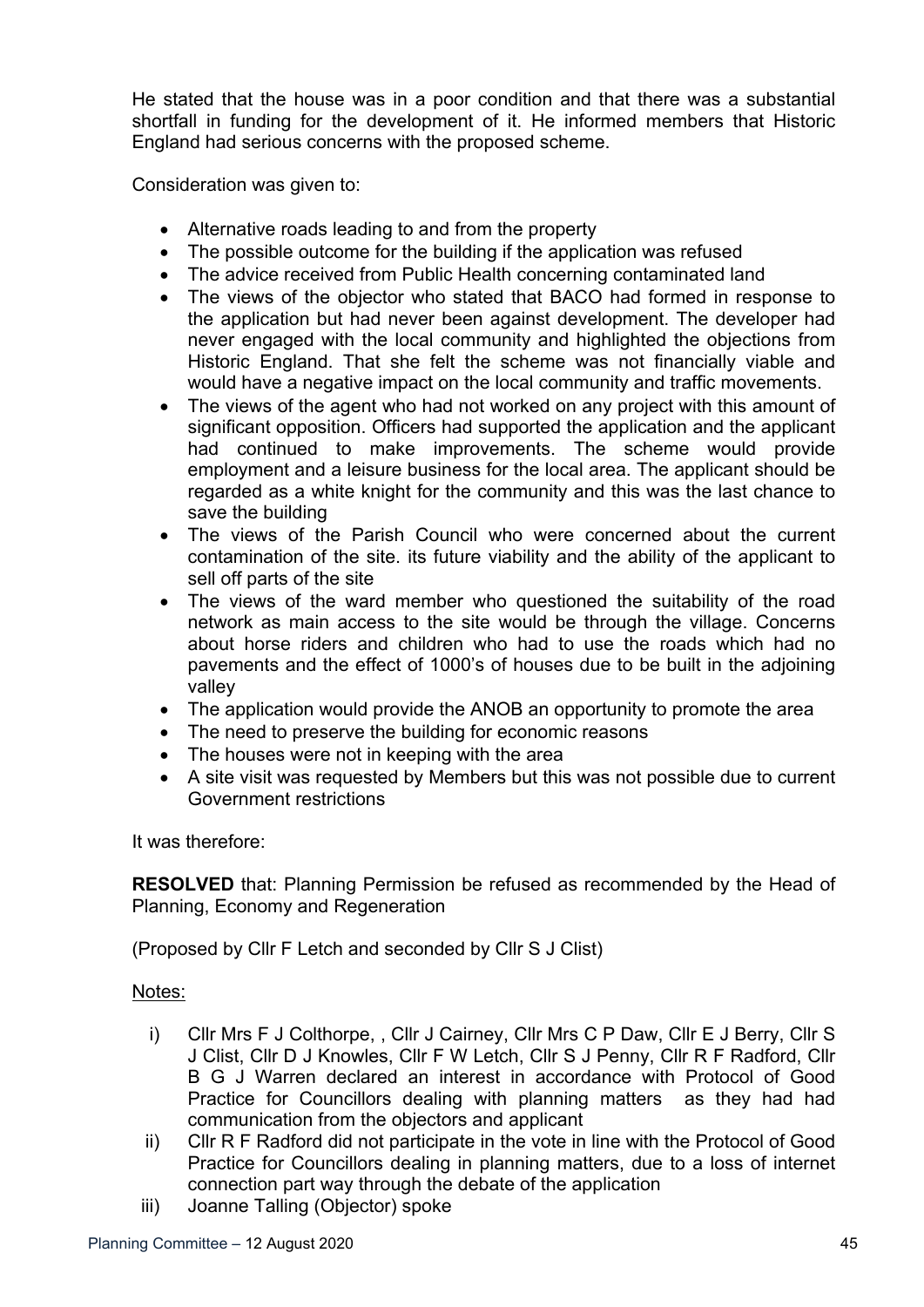He stated that the house was in a poor condition and that there was a substantial shortfall in funding for the development of it. He informed members that Historic England had serious concerns with the proposed scheme.

Consideration was given to:

- Alternative roads leading to and from the property
- The possible outcome for the building if the application was refused
- The advice received from Public Health concerning contaminated land
- The views of the objector who stated that BACO had formed in response to the application but had never been against development. The developer had never engaged with the local community and highlighted the objections from Historic England. That she felt the scheme was not financially viable and would have a negative impact on the local community and traffic movements.
- The views of the agent who had not worked on any project with this amount of significant opposition. Officers had supported the application and the applicant had continued to make improvements. The scheme would provide employment and a leisure business for the local area. The applicant should be regarded as a white knight for the community and this was the last chance to save the building
- The views of the Parish Council who were concerned about the current contamination of the site. its future viability and the ability of the applicant to sell off parts of the site
- The views of the ward member who questioned the suitability of the road network as main access to the site would be through the village. Concerns about horse riders and children who had to use the roads which had no pavements and the effect of 1000's of houses due to be built in the adjoining valley
- The application would provide the ANOB an opportunity to promote the area
- The need to preserve the building for economic reasons
- The houses were not in keeping with the area
- A site visit was requested by Members but this was not possible due to current Government restrictions

It was therefore:

**RESOLVED** that: Planning Permission be refused as recommended by the Head of Planning, Economy and Regeneration

(Proposed by Cllr F Letch and seconded by Cllr S J Clist)

Notes:

i) Cllr Mrs F J Colthorpe, , Cllr J Cairney, Cllr Mrs C P Daw, Cllr E J Berry, Cllr S J Clist, Cllr D J Knowles, Cllr F W Letch, Cllr S J Penny, Cllr R F Radford, Cllr B G J Warren declared an interest in accordance with Protocol of Good Practice for Councillors dealing with planning matters as they had had communication from the objectors and applicant

ii) Cllr R F Radford did not participate in the vote in line with the Protocol of Good Practice for Councillors dealing in planning matters, due to a loss of internet connection part way through the debate of the application

iii) Joanne Talling (Objector) spoke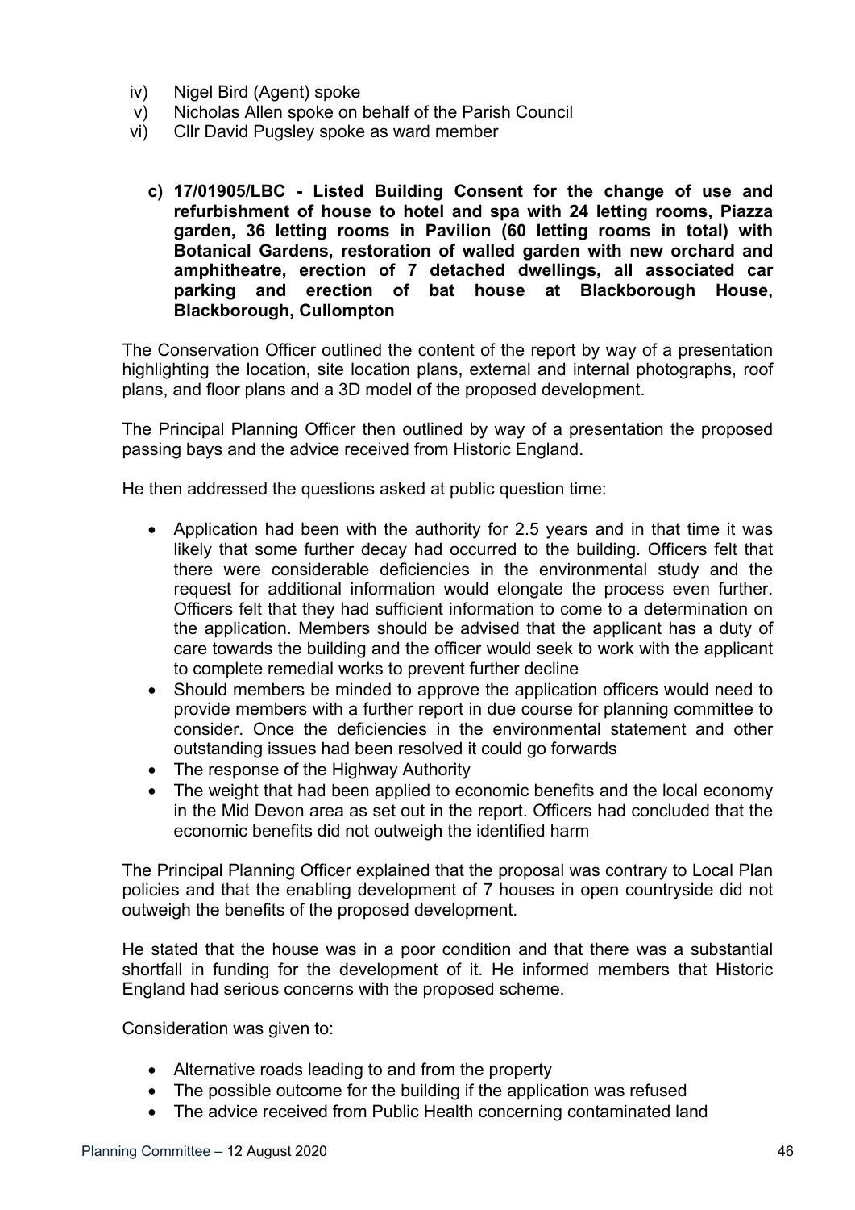iv) Nigel Bird (Agent) spoke
v) Nicholas Allen spoke on behalf of the Parish Council
vi) Cllr David Pugsley spoke as ward member

**c) 17/01905/LBC - Listed Building Consent for the change of use and refurbishment of house to hotel and spa with 24 letting rooms, Piazza garden, 36 letting rooms in Pavilion (60 letting rooms in total) with Botanical Gardens, restoration of walled garden with new orchard and amphitheatre, erection of 7 detached dwellings, all associated car parking and erection of bat house at Blackborough House, Blackborough, Cullompton**

The Conservation Officer outlined the content of the report by way of a presentation highlighting the location, site location plans, external and internal photographs, roof plans, and floor plans and a 3D model of the proposed development.

The Principal Planning Officer then outlined by way of a presentation the proposed passing bays and the advice received from Historic England.

He then addressed the questions asked at public question time:

- Application had been with the authority for 2.5 years and in that time it was likely that some further decay had occurred to the building. Officers felt that there were considerable deficiencies in the environmental study and the request for additional information would elongate the process even further. Officers felt that they had sufficient information to come to a determination on the application. Members should be advised that the applicant has a duty of care towards the building and the officer would seek to work with the applicant to complete remedial works to prevent further decline
- Should members be minded to approve the application officers would need to provide members with a further report in due course for planning committee to consider. Once the deficiencies in the environmental statement and other outstanding issues had been resolved it could go forwards
- The response of the Highway Authority
- The weight that had been applied to economic benefits and the local economy in the Mid Devon area as set out in the report. Officers had concluded that the economic benefits did not outweigh the identified harm

The Principal Planning Officer explained that the proposal was contrary to Local Plan policies and that the enabling development of 7 houses in open countryside did not outweigh the benefits of the proposed development.

He stated that the house was in a poor condition and that there was a substantial shortfall in funding for the development of it. He informed members that Historic England had serious concerns with the proposed scheme.

Consideration was given to:

- Alternative roads leading to and from the property
- The possible outcome for the building if the application was refused
- The advice received from Public Health concerning contaminated land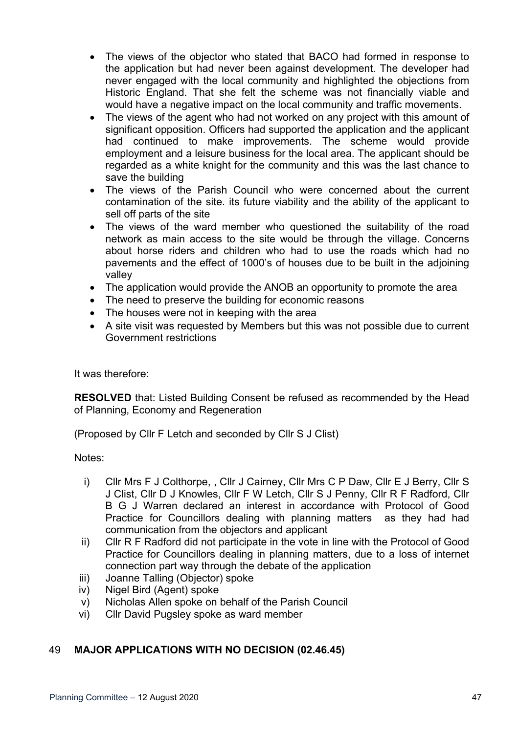- The views of the objector who stated that BACO had formed in response to the application but had never been against development. The developer had never engaged with the local community and highlighted the objections from Historic England. That she felt the scheme was not financially viable and would have a negative impact on the local community and traffic movements.
- The views of the agent who had not worked on any project with this amount of significant opposition. Officers had supported the application and the applicant had continued to make improvements. The scheme would provide employment and a leisure business for the local area. The applicant should be regarded as a white knight for the community and this was the last chance to save the building
- The views of the Parish Council who were concerned about the current contamination of the site. its future viability and the ability of the applicant to sell off parts of the site
- The views of the ward member who questioned the suitability of the road network as main access to the site would be through the village. Concerns about horse riders and children who had to use the roads which had no pavements and the effect of 1000's of houses due to be built in the adjoining valley
- The application would provide the ANOB an opportunity to promote the area
- The need to preserve the building for economic reasons
- The houses were not in keeping with the area
- A site visit was requested by Members but this was not possible due to current Government restrictions

It was therefore:

**RESOLVED** that: Listed Building Consent be refused as recommended by the Head of Planning, Economy and Regeneration

(Proposed by Cllr F Letch and seconded by Cllr S J Clist)

Notes:

i) Cllr Mrs F J Colthorpe, , Cllr J Cairney, Cllr Mrs C P Daw, Cllr E J Berry, Cllr S J Clist, Cllr D J Knowles, Cllr F W Letch, Cllr S J Penny, Cllr R F Radford, Cllr B G J Warren declared an interest in accordance with Protocol of Good Practice for Councillors dealing with planning matters as they had had communication from the objectors and applicant

ii) Cllr R F Radford did not participate in the vote in line with the Protocol of Good Practice for Councillors dealing in planning matters, due to a loss of internet connection part way through the debate of the application

iii) Joanne Talling (Objector) spoke

iv) Nigel Bird (Agent) spoke

v) Nicholas Allen spoke on behalf of the Parish Council

vi) Cllr David Pugsley spoke as ward member

## 49 MAJOR APPLICATIONS WITH NO DECISION (02.46.45)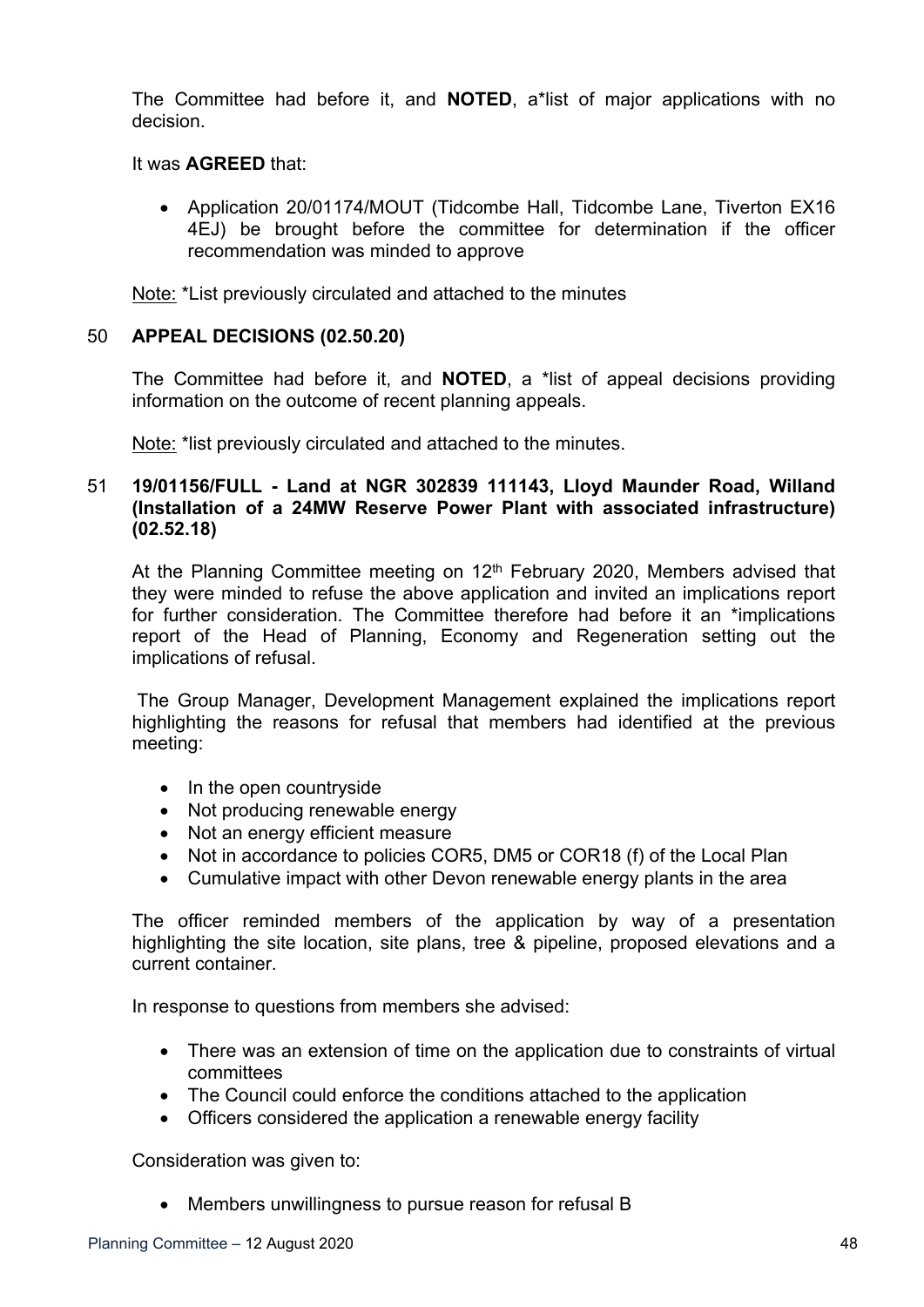The Committee had before it, and **NOTED**, a*list of major applications with no decision.

It was **AGREED** that:

- Application 20/01174/MOUT (Tidcombe Hall, Tidcombe Lane, Tiverton EX16 4EJ) be brought before the committee for determination if the officer recommendation was minded to approve

Note: *List previously circulated and attached to the minutes

## 50 APPEAL DECISIONS (02.50.20)

The Committee had before it, and **NOTED**, a *list of appeal decisions providing information on the outcome of recent planning appeals.

Note: *list previously circulated and attached to the minutes.

## 51 19/01156/FULL - Land at NGR 302839 111143, Lloyd Maunder Road, Willand (Installation of a 24MW Reserve Power Plant with associated infrastructure) (02.52.18)

At the Planning Committee meeting on 12th February 2020, Members advised that they were minded to refuse the above application and invited an implications report for further consideration. The Committee therefore had before it an *implications report of the Head of Planning, Economy and Regeneration setting out the implications of refusal.

The Group Manager, Development Management explained the implications report highlighting the reasons for refusal that members had identified at the previous meeting:

- In the open countryside
- Not producing renewable energy
- Not an energy efficient measure
- Not in accordance to policies COR5, DM5 or COR18 (f) of the Local Plan
- Cumulative impact with other Devon renewable energy plants in the area

The officer reminded members of the application by way of a presentation highlighting the site location, site plans, tree & pipeline, proposed elevations and a current container.

In response to questions from members she advised:

- There was an extension of time on the application due to constraints of virtual committees
- The Council could enforce the conditions attached to the application
- Officers considered the application a renewable energy facility

Consideration was given to:

- Members unwillingness to pursue reason for refusal B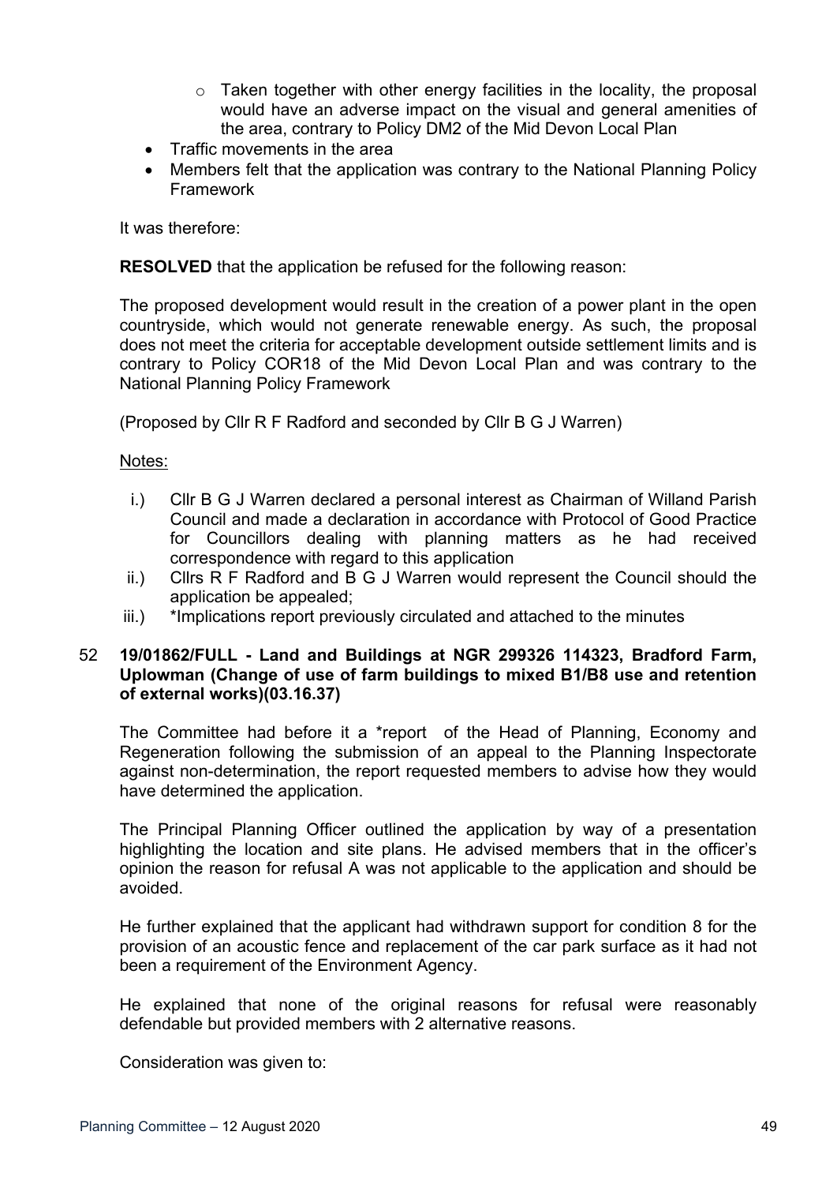- Taken together with other energy facilities in the locality, the proposal would have an adverse impact on the visual and general amenities of the area, contrary to Policy DM2 of the Mid Devon Local Plan
- Traffic movements in the area
- Members felt that the application was contrary to the National Planning Policy Framework

It was therefore:

**RESOLVED** that the application be refused for the following reason:

The proposed development would result in the creation of a power plant in the open countryside, which would not generate renewable energy. As such, the proposal does not meet the criteria for acceptable development outside settlement limits and is contrary to Policy COR18 of the Mid Devon Local Plan and was contrary to the National Planning Policy Framework

(Proposed by Cllr R F Radford and seconded by Cllr B G J Warren)

Notes:

i.) Cllr B G J Warren declared a personal interest as Chairman of Willand Parish Council and made a declaration in accordance with Protocol of Good Practice for Councillors dealing with planning matters as he had received correspondence with regard to this application

ii.) Cllrs R F Radford and B G J Warren would represent the Council should the application be appealed;

iii.) *Implications report previously circulated and attached to the minutes

52 **19/01862/FULL - Land and Buildings at NGR 299326 114323, Bradford Farm, Uplowman (Change of use of farm buildings to mixed B1/B8 use and retention of external works)(03.16.37)**

The Committee had before it a *report of the Head of Planning, Economy and Regeneration following the submission of an appeal to the Planning Inspectorate against non-determination, the report requested members to advise how they would have determined the application.

The Principal Planning Officer outlined the application by way of a presentation highlighting the location and site plans. He advised members that in the officer's opinion the reason for refusal A was not applicable to the application and should be avoided.

He further explained that the applicant had withdrawn support for condition 8 for the provision of an acoustic fence and replacement of the car park surface as it had not been a requirement of the Environment Agency.

He explained that none of the original reasons for refusal were reasonably defendable but provided members with 2 alternative reasons.

Consideration was given to: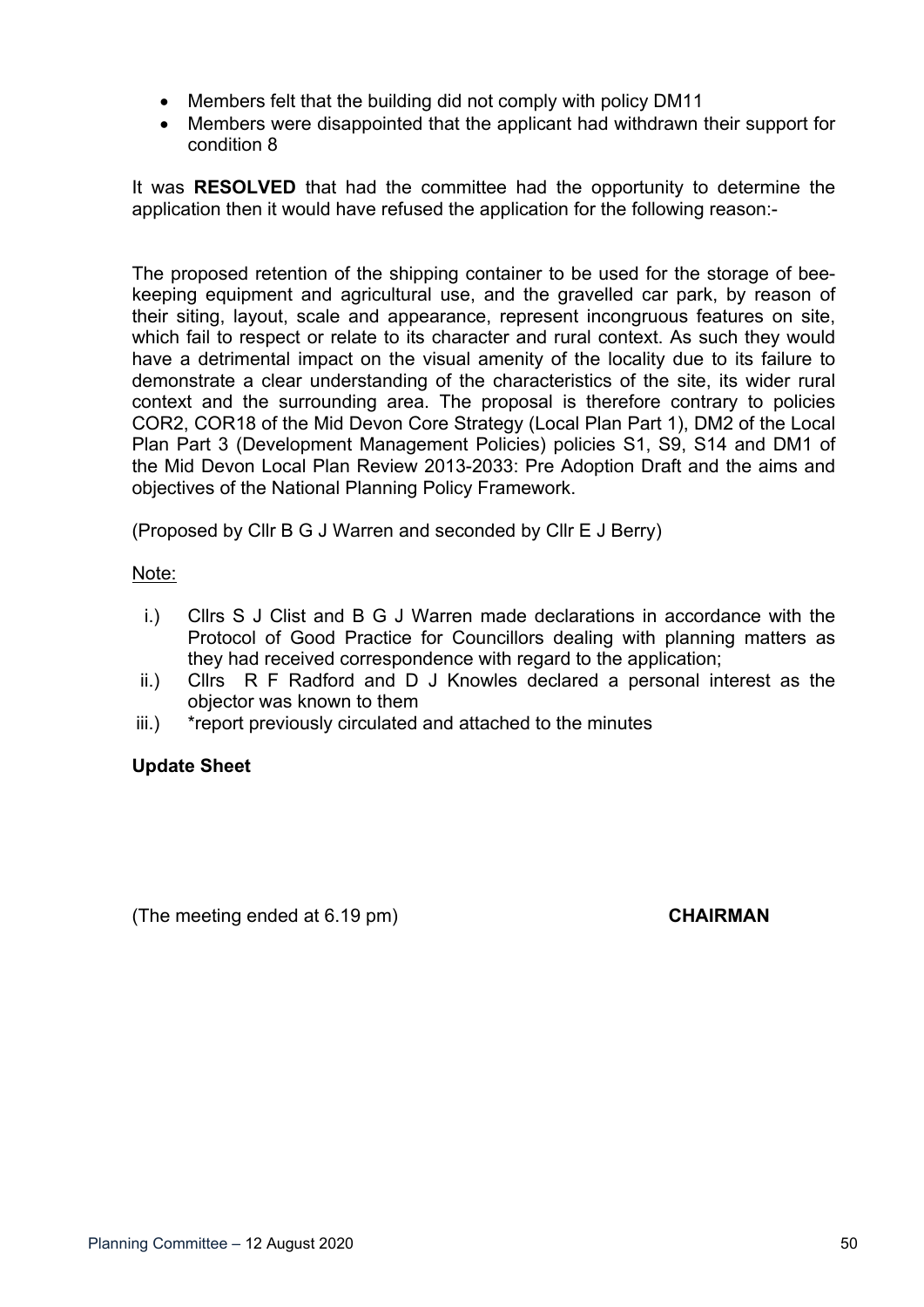- Members felt that the building did not comply with policy DM11
- Members were disappointed that the applicant had withdrawn their support for condition 8

It was **RESOLVED** that had the committee had the opportunity to determine the application then it would have refused the application for the following reason:-

The proposed retention of the shipping container to be used for the storage of bee-keeping equipment and agricultural use, and the gravelled car park, by reason of their siting, layout, scale and appearance, represent incongruous features on site, which fail to respect or relate to its character and rural context. As such they would have a detrimental impact on the visual amenity of the locality due to its failure to demonstrate a clear understanding of the characteristics of the site, its wider rural context and the surrounding area. The proposal is therefore contrary to policies COR2, COR18 of the Mid Devon Core Strategy (Local Plan Part 1), DM2 of the Local Plan Part 3 (Development Management Policies) policies S1, S9, S14 and DM1 of the Mid Devon Local Plan Review 2013-2033: Pre Adoption Draft and the aims and objectives of the National Planning Policy Framework.

(Proposed by Cllr B G J Warren and seconded by Cllr E J Berry)

Note:

i.) Cllrs S J Clist and B G J Warren made declarations in accordance with the Protocol of Good Practice for Councillors dealing with planning matters as they had received correspondence with regard to the application;
ii.) Cllrs R F Radford and D J Knowles declared a personal interest as the objector was known to them
iii.) *report previously circulated and attached to the minutes

**Update Sheet**

(The meeting ended at 6.19 pm) **CHAIRMAN**